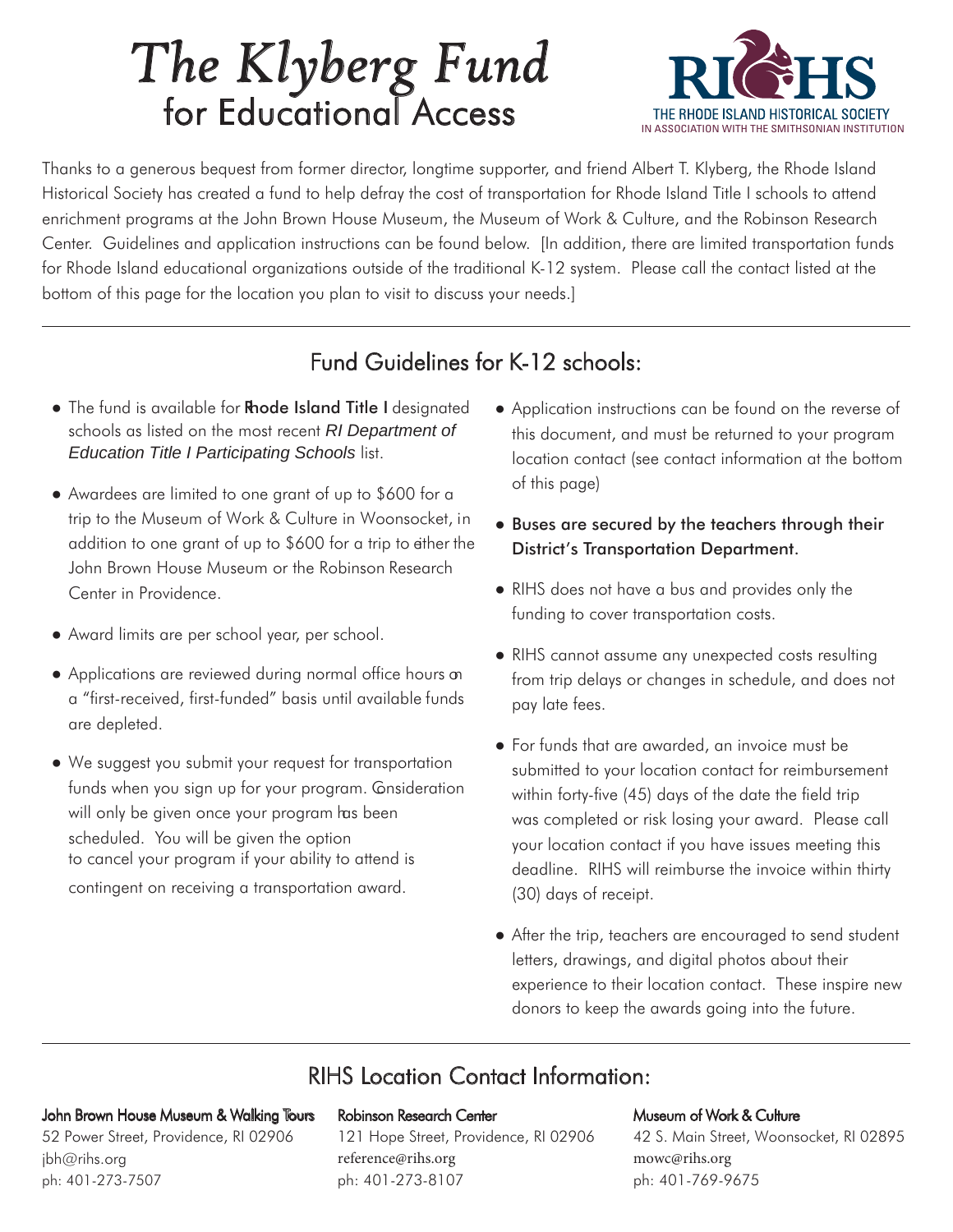# *The Klyberg Fund* for Educational Access

THE RHODE ISLAND HISTORICAL SOCIETY
IN ASSOCIATION WITH THE SMITHSONIAN INSTITUTION

Thanks to a generous bequest from former director, longtime supporter, and friend Albert T. Klyberg, the Rhode Island Historical Society has created a fund to help defray the cost of transportation for Rhode Island Title I schools to attend enrichment programs at the John Brown House Museum, the Museum of Work & Culture, and the Robinson Research Center. Guidelines and application instructions can be found below. [In addition, there are limited transportation funds for Rhode Island educational organizations outside of the traditional K-12 system. Please call the contact listed at the bottom of this page for the location you plan to visit to discuss your needs.]

## Fund Guidelines for K-12 schools:

- The fund is available for **Rhode Island Title I** designated schools as listed on the most recent *RI Department of Education Title I Participating Schools* list.
- Awardees are limited to one grant of up to $600 for a trip to the Museum of Work & Culture in Woonsocket, in addition to one grant of up to $600 for a trip to either the John Brown House Museum or the Robinson Research Center in Providence.
- Award limits are per school year, per school.
- Applications are reviewed during normal office hours on a "first-received, first-funded" basis until available funds are depleted.
- We suggest you submit your request for transportation funds when you sign up for your program. Consideration will only be given once your program has been scheduled. You will be given the option to cancel your program if your ability to attend is contingent on receiving a transportation award.
- Application instructions can be found on the reverse of this document, and must be returned to your program location contact (see contact information at the bottom of this page)
- Buses are secured by the teachers through their District's Transportation Department.
- RIHS does not have a bus and provides only the funding to cover transportation costs.
- RIHS cannot assume any unexpected costs resulting from trip delays or changes in schedule, and does not pay late fees.
- For funds that are awarded, an invoice must be submitted to your location contact for reimbursement within forty-five (45) days of the date the field trip was completed or risk losing your award. Please call your location contact if you have issues meeting this deadline. RIHS will reimburse the invoice within thirty (30) days of receipt.
- After the trip, teachers are encouraged to send student letters, drawings, and digital photos about their experience to their location contact. These inspire new donors to keep the awards going into the future.

## RIHS Location Contact Information:

**John Brown House Museum & Walking Tours**
52 Power Street, Providence, RI 02906
jbh@rihs.org
ph: 401-273-7507

**Robinson Research Center**
121 Hope Street, Providence, RI 02906
reference@rihs.org
ph: 401-273-8107

**Museum of Work & Culture**
42 S. Main Street, Woonsocket, RI 02895
mowc@rihs.org
ph: 401-769-9675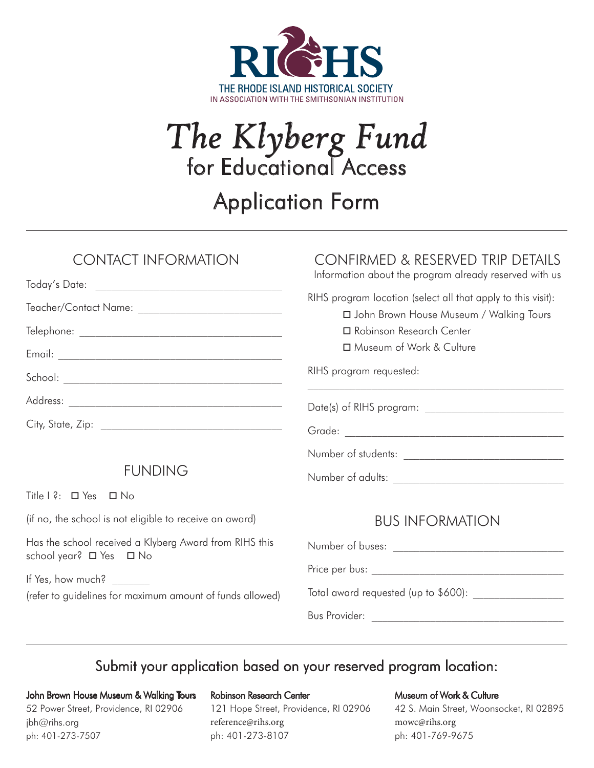RIHS

THE RHODE ISLAND HISTORICAL SOCIETY

IN ASSOCIATION WITH THE SMITHSONIAN INSTITUTION

# *The Klyberg Fund*

## for Educational Access

## Application Form

---

### CONTACT INFORMATION

Today's Date: ______________________________

Teacher/Contact Name: ______________________________

Telephone: ______________________________

Email: ______________________________

School: ______________________________

Address: ______________________________

City, State, Zip: ______________________________

### FUNDING

Title I ?: ☐ Yes ☐ No

(if no, the school is not eligible to receive an award)

Has the school received a Klyberg Award from RIHS this school year? ☐ Yes ☐ No

If Yes, how much? _______

(refer to guidelines for maximum amount of funds allowed)

### CONFIRMED & RESERVED TRIP DETAILS

Information about the program already reserved with us

RIHS program location (select all that apply to this visit):

- ☐ John Brown House Museum / Walking Tours
- ☐ Robinson Research Center
- ☐ Museum of Work & Culture

RIHS program requested:

______________________________

Date(s) of RIHS program: ______________________________

Grade: ______________________________

Number of students: ______________________________

Number of adults: ______________________________

### BUS INFORMATION

Number of buses: ______________________________

Price per bus: ______________________________

Total award requested (up to $600): ______________________________

Bus Provider: ______________________________

---

## Submit your application based on your reserved program location:

**John Brown House Museum & Walking Tours**
52 Power Street, Providence, RI 02906
jbh@rihs.org
ph: 401-273-7507

**Robinson Research Center**
121 Hope Street, Providence, RI 02906
reference@rihs.org
ph: 401-273-8107

**Museum of Work & Culture**
42 S. Main Street, Woonsocket, RI 02895
mowc@rihs.org
ph: 401-769-9675